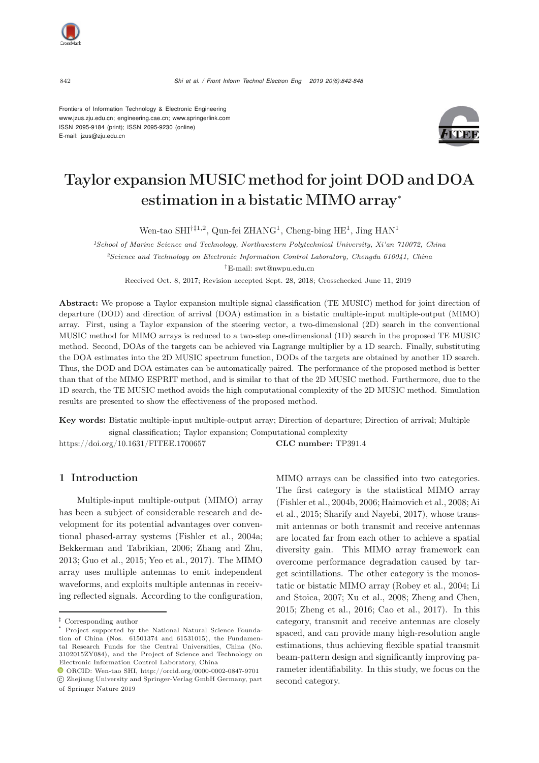Frontiers of Information Technology & Electronic Engineering
www.jzus.zju.edu.cn; engineering.cae.cn; www.springerlink.com
ISSN 2095-9184 (print); ISSN 2095-9230 (online)
E-mail: jzus@zju.edu.cn

# Taylor expansion MUSIC method for joint DOD and DOA estimation in a bistatic MIMO array*

Wen-tao SHI[†‡1,2], Qun-fei ZHANG[1], Cheng-bing HE[1], Jing HAN[1]

[1]*School of Marine Science and Technology, Northwestern Polytechnical University, Xi'an 710072, China*

[2]*Science and Technology on Electronic Information Control Laboratory, Chengdu 610041, China*

[†]E-mail: swt@nwpu.edu.cn

Received Oct. 8, 2017; Revision accepted Sept. 28, 2018; Crosschecked June 11, 2019

**Abstract:** We propose a Taylor expansion multiple signal classification (TE MUSIC) method for joint direction of departure (DOD) and direction of arrival (DOA) estimation in a bistatic multiple-input multiple-output (MIMO) array. First, using a Taylor expansion of the steering vector, a two-dimensional (2D) search in the conventional MUSIC method for MIMO arrays is reduced to a two-step one-dimensional (1D) search in the proposed TE MUSIC method. Second, DOAs of the targets can be achieved via Lagrange multiplier by a 1D search. Finally, substituting the DOA estimates into the 2D MUSIC spectrum function, DODs of the targets are obtained by another 1D search. Thus, the DOD and DOA estimates can be automatically paired. The performance of the proposed method is better than that of the MIMO ESPRIT method, and is similar to that of the 2D MUSIC method. Furthermore, due to the 1D search, the TE MUSIC method avoids the high computational complexity of the 2D MUSIC method. Simulation results are presented to show the effectiveness of the proposed method.

**Key words:** Bistatic multiple-input multiple-output array; Direction of departure; Direction of arrival; Multiple signal classification; Taylor expansion; Computational complexity

https://doi.org/10.1631/FITEE.1700657 **CLC number:** TP391.4

## 1 Introduction

Multiple-input multiple-output (MIMO) array has been a subject of considerable research and development for its potential advantages over conventional phased-array systems (Fishler et al., 2004a; Bekkerman and Tabrikian, 2006; Zhang and Zhu, 2013; Guo et al., 2015; Yeo et al., 2017). The MIMO array uses multiple antennas to emit independent waveforms, and exploits multiple antennas in receiving reflected signals. According to the configuration, MIMO arrays can be classified into two categories. The first category is the statistical MIMO array (Fishler et al., 2004b, 2006; Haimovich et al., 2008; Ai et al., 2015; Sharify and Nayebi, 2017), whose transmit antennas or both transmit and receive antennas are located far from each other to achieve a spatial diversity gain. This MIMO array framework can overcome performance degradation caused by target scintillations. The other category is the monostatic or bistatic MIMO array (Robey et al., 2004; Li and Stoica, 2007; Xu et al., 2008; Zheng and Chen, 2015; Zheng et al., 2016; Cao et al., 2017). In this category, transmit and receive antennas are closely spaced, and can provide many high-resolution angle estimations, thus achieving flexible spatial transmit beam-pattern design and significantly improving parameter identifiability. In this study, we focus on the second category.

---

[‡] Corresponding author

[*] Project supported by the National Natural Science Foundation of China (Nos. 61501374 and 61531015), the Fundamental Research Funds for the Central Universities, China (No. 3102015ZY084), and the Project of Science and Technology on Electronic Information Control Laboratory, China

ORCID: Wen-tao SHI, http://orcid.org/0000-0002-0847-9701

© Zhejiang University and Springer-Verlag GmbH Germany, part of Springer Nature 2019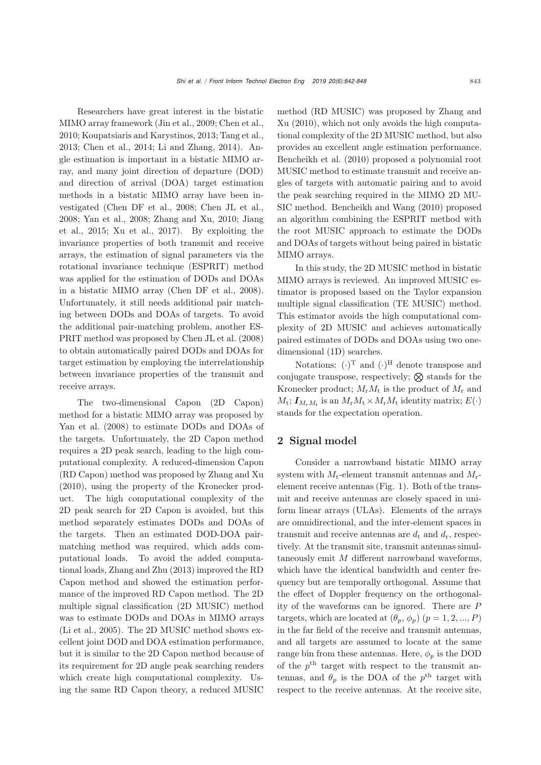Researchers have great interest in the bistatic MIMO array framework (Jin et al., 2009; Chen et al., 2010; Koupatsiaris and Karystinos, 2013; Tang et al., 2013; Chen et al., 2014; Li and Zhang, 2014). Angle estimation is important in a bistatic MIMO array, and many joint direction of departure (DOD) and direction of arrival (DOA) target estimation methods in a bistatic MIMO array have been investigated (Chen DF et al., 2008; Chen JL et al., 2008; Yan et al., 2008; Zhang and Xu, 2010; Jiang et al., 2015; Xu et al., 2017). By exploiting the invariance properties of both transmit and receive arrays, the estimation of signal parameters via the rotational invariance technique (ESPRIT) method was applied for the estimation of DODs and DOAs in a bistatic MIMO array (Chen DF et al., 2008). Unfortunately, it still needs additional pair matching between DODs and DOAs of targets. To avoid the additional pair-matching problem, another ESPRIT method was proposed by Chen JL et al. (2008) to obtain automatically paired DODs and DOAs for target estimation by employing the interrelationship between invariance properties of the transmit and receive arrays.

The two-dimensional Capon (2D Capon) method for a bistatic MIMO array was proposed by Yan et al. (2008) to estimate DODs and DOAs of the targets. Unfortunately, the 2D Capon method requires a 2D peak search, leading to the high computational complexity. A reduced-dimension Capon (RD Capon) method was proposed by Zhang and Xu (2010), using the property of the Kronecker product. The high computational complexity of the 2D peak search for 2D Capon is avoided, but this method separately estimates DODs and DOAs of the targets. Then an estimated DOD-DOA pair-matching method was required, which adds computational loads. To avoid the added computational loads, Zhang and Zhu (2013) improved the RD Capon method and showed the estimation performance of the improved RD Capon method. The 2D multiple signal classification (2D MUSIC) method was to estimate DODs and DOAs in MIMO arrays (Li et al., 2005). The 2D MUSIC method shows excellent joint DOD and DOA estimation performance, but it is similar to the 2D Capon method because of its requirement for 2D angle peak searching renders which create high computational complexity. Using the same RD Capon theory, a reduced MUSIC method (RD MUSIC) was proposed by Zhang and Xu (2010), which not only avoids the high computational complexity of the 2D MUSIC method, but also provides an excellent angle estimation performance. Bencheikh et al. (2010) proposed a polynomial root MUSIC method to estimate transmit and receive angles of targets with automatic pairing and to avoid the peak searching required in the MIMO 2D MUSIC method. Bencheikh and Wang (2010) proposed an algorithm combining the ESPRIT method with the root MUSIC approach to estimate the DODs and DOAs of targets without being paired in bistatic MIMO arrays.

In this study, the 2D MUSIC method in bistatic MIMO arrays is reviewed. An improved MUSIC estimator is proposed based on the Taylor expansion multiple signal classification (TE MUSIC) method. This estimator avoids the high computational complexity of 2D MUSIC and achieves automatically paired estimates of DODs and DOAs using two one-dimensional (1D) searches.

Notations: $(\cdot)^{\mathrm{T}}$ and $(\cdot)^{\mathrm{H}}$ denote transpose and conjugate transpose, respectively; $\bigotimes$ stands for the Kronecker product; $M_{\mathrm{r}}M_{\mathrm{t}}$ is the product of $M_{\mathrm{r}}$ and $M_{\mathrm{t}}$; $\boldsymbol{I}_{M_{\mathrm{r}}M_{\mathrm{t}}}$ is an $M_{\mathrm{r}}M_{\mathrm{t}} \times M_{\mathrm{r}}M_{\mathrm{t}}$ identity matrix; $E(\cdot)$ stands for the expectation operation.

## 2 Signal model

Consider a narrowband bistatic MIMO array system with $M_{\mathrm{t}}$-element transmit antennas and $M_{\mathrm{r}}$-element receive antennas (Fig. 1). Both of the transmit and receive antennas are closely spaced in uniform linear arrays (ULAs). Elements of the arrays are omnidirectional, and the inter-element spaces in transmit and receive antennas are $d_{\mathrm{t}}$ and $d_{\mathrm{r}}$, respectively. At the transmit site, transmit antennas simultaneously emit $M$ different narrowband waveforms, which have the identical bandwidth and center frequency but are temporally orthogonal. Assume that the effect of Doppler frequency on the orthogonality of the waveforms can be ignored. There are $P$ targets, which are located at $(\theta_p, \phi_p)$ $(p = 1, 2, ..., P)$ in the far field of the receive and transmit antennas, and all targets are assumed to locate at the same range bin from these antennas. Here, $\phi_p$ is the DOD of the $p^{\text{th}}$ target with respect to the transmit antennas, and $\theta_p$ is the DOA of the $p^{\text{th}}$ target with respect to the receive antennas. At the receive site,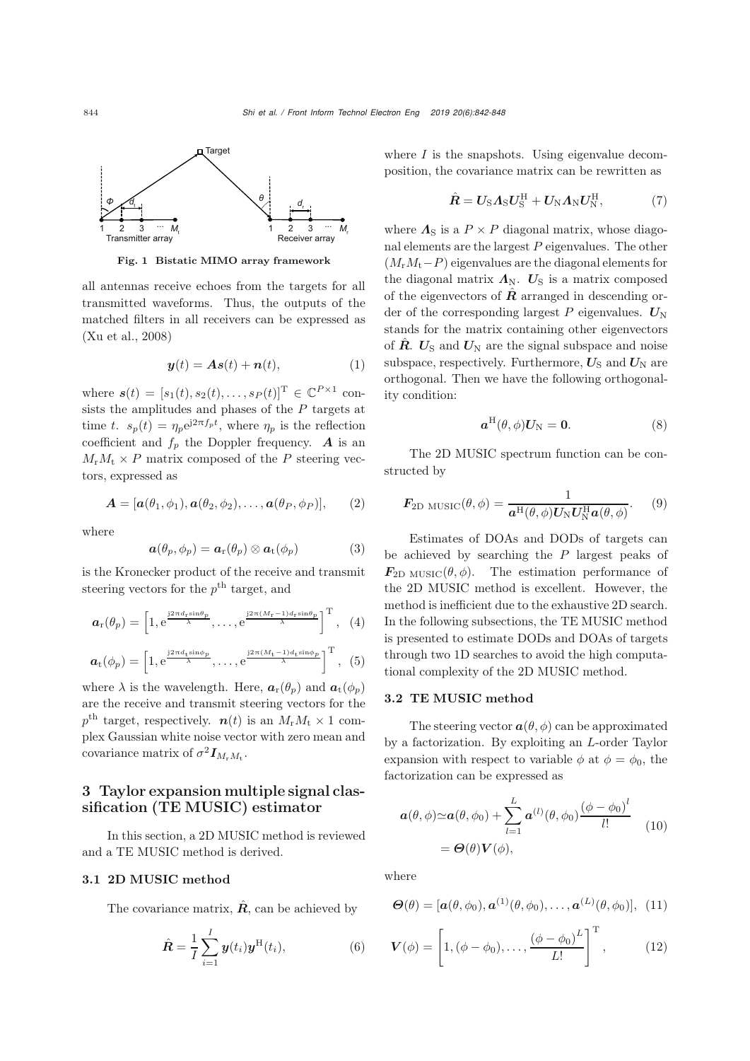Fig. 1 Bistatic MIMO array framework

all antennas receive echoes from the targets for all transmitted waveforms. Thus, the outputs of the matched filters in all receivers can be expressed as (Xu et al., 2008)

$$\boldsymbol{y}(t) = \boldsymbol{A}\boldsymbol{s}(t) + \boldsymbol{n}(t), \tag{1}$$

where $\boldsymbol{s}(t) = [s_1(t), s_2(t), \ldots, s_P(t)]^{\mathrm{T}} \in \mathbb{C}^{P\times 1}$ consists the amplitudes and phases of the $P$ targets at time $t$. $s_p(t) = \eta_p \mathrm{e}^{\mathrm{j}2\pi f_p t}$, where $\eta_p$ is the reflection coefficient and $f_p$ the Doppler frequency. $\boldsymbol{A}$ is an $M_\mathrm{r}M_\mathrm{t} \times P$ matrix composed of the $P$ steering vectors, expressed as

$$\boldsymbol{A} = [\boldsymbol{a}(\theta_1, \phi_1), \boldsymbol{a}(\theta_2, \phi_2), \ldots, \boldsymbol{a}(\theta_P, \phi_P)], \tag{2}$$

where

$$\boldsymbol{a}(\theta_p, \phi_p) = \boldsymbol{a}_\mathrm{r}(\theta_p) \otimes \boldsymbol{a}_\mathrm{t}(\phi_p) \tag{3}$$

is the Kronecker product of the receive and transmit steering vectors for the $p^{\text{th}}$ target, and

$$\boldsymbol{a}_\mathrm{r}(\theta_p) = \left[1, \mathrm{e}^{\frac{\mathrm{j}2\pi d_\mathrm{r} \sin\theta_p}{\lambda}}, \ldots, \mathrm{e}^{\frac{\mathrm{j}2\pi (M_\mathrm{r}-1) d_\mathrm{r} \sin\theta_p}{\lambda}}\right]^{\mathrm{T}}, \tag{4}$$

$$\boldsymbol{a}_\mathrm{t}(\phi_p) = \left[1, \mathrm{e}^{\frac{\mathrm{j}2\pi d_\mathrm{t} \sin\phi_p}{\lambda}}, \ldots, \mathrm{e}^{\frac{\mathrm{j}2\pi (M_\mathrm{t}-1) d_\mathrm{t} \sin\phi_p}{\lambda}}\right]^{\mathrm{T}}, \tag{5}$$

where $\lambda$ is the wavelength. Here, $\boldsymbol{a}_\mathrm{r}(\theta_p)$ and $\boldsymbol{a}_\mathrm{t}(\phi_p)$ are the receive and transmit steering vectors for the $p^{\text{th}}$ target, respectively. $\boldsymbol{n}(t)$ is an $M_\mathrm{r}M_\mathrm{t} \times 1$ complex Gaussian white noise vector with zero mean and covariance matrix of $\sigma^2 \boldsymbol{I}_{M_\mathrm{r}M_\mathrm{t}}$.

## 3 Taylor expansion multiple signal classification (TE MUSIC) estimator

In this section, a 2D MUSIC method is reviewed and a TE MUSIC method is derived.

### 3.1 2D MUSIC method

The covariance matrix, $\hat{\boldsymbol{R}}$, can be achieved by

$$\hat{\boldsymbol{R}} = \frac{1}{I}\sum_{i=1}^{I} \boldsymbol{y}(t_i)\boldsymbol{y}^{\mathrm{H}}(t_i), \tag{6}$$

where $I$ is the snapshots. Using eigenvalue decomposition, the covariance matrix can be rewritten as

$$\hat{\boldsymbol{R}} = \boldsymbol{U}_\mathrm{S}\boldsymbol{\Lambda}_\mathrm{S}\boldsymbol{U}_\mathrm{S}^{\mathrm{H}} + \boldsymbol{U}_\mathrm{N}\boldsymbol{\Lambda}_\mathrm{N}\boldsymbol{U}_\mathrm{N}^{\mathrm{H}}, \tag{7}$$

where $\boldsymbol{\Lambda}_\mathrm{S}$ is a $P \times P$ diagonal matrix, whose diagonal elements are the largest $P$ eigenvalues. The other $(M_\mathrm{r}M_\mathrm{t} - P)$ eigenvalues are the diagonal elements for the diagonal matrix $\boldsymbol{\Lambda}_\mathrm{N}$. $\boldsymbol{U}_\mathrm{S}$ is a matrix composed of the eigenvectors of $\hat{\boldsymbol{R}}$ arranged in descending order of the corresponding largest $P$ eigenvalues. $\boldsymbol{U}_\mathrm{N}$ stands for the matrix containing other eigenvectors of $\hat{\boldsymbol{R}}$. $\boldsymbol{U}_\mathrm{S}$ and $\boldsymbol{U}_\mathrm{N}$ are the signal subspace and noise subspace, respectively. Furthermore, $\boldsymbol{U}_\mathrm{S}$ and $\boldsymbol{U}_\mathrm{N}$ are orthogonal. Then we have the following orthogonality condition:

$$\boldsymbol{a}^{\mathrm{H}}(\theta, \phi)\boldsymbol{U}_\mathrm{N} = \boldsymbol{0}. \tag{8}$$

The 2D MUSIC spectrum function can be constructed by

$$\boldsymbol{F}_{\text{2D MUSIC}}(\theta, \phi) = \frac{1}{\boldsymbol{a}^{\mathrm{H}}(\theta, \phi)\boldsymbol{U}_\mathrm{N}\boldsymbol{U}_\mathrm{N}^{\mathrm{H}}\boldsymbol{a}(\theta, \phi)}. \tag{9}$$

Estimates of DOAs and DODs of targets can be achieved by searching the $P$ largest peaks of $\boldsymbol{F}_{\text{2D MUSIC}}(\theta, \phi)$. The estimation performance of the 2D MUSIC method is excellent. However, the method is inefficient due to the exhaustive 2D search. In the following subsections, the TE MUSIC method is presented to estimate DODs and DOAs of targets through two 1D searches to avoid the high computational complexity of the 2D MUSIC method.

### 3.2 TE MUSIC method

The steering vector $\boldsymbol{a}(\theta, \phi)$ can be approximated by a factorization. By exploiting an $L$-order Taylor expansion with respect to variable $\phi$ at $\phi = \phi_0$, the factorization can be expressed as

$$\begin{aligned}\boldsymbol{a}(\theta, \phi) &\simeq \boldsymbol{a}(\theta, \phi_0) + \sum_{l=1}^{L} \boldsymbol{a}^{(l)}(\theta, \phi_0)\frac{(\phi - \phi_0)^l}{l!} \\ &= \boldsymbol{\Theta}(\theta)\boldsymbol{V}(\phi),\end{aligned} \tag{10}$$

where

$$\boldsymbol{\Theta}(\theta) = [\boldsymbol{a}(\theta, \phi_0), \boldsymbol{a}^{(1)}(\theta, \phi_0), \ldots, \boldsymbol{a}^{(L)}(\theta, \phi_0)], \tag{11}$$

$$\boldsymbol{V}(\phi) = \left[1, (\phi - \phi_0), \ldots, \frac{(\phi - \phi_0)^L}{L!}\right]^{\mathrm{T}}, \tag{12}$$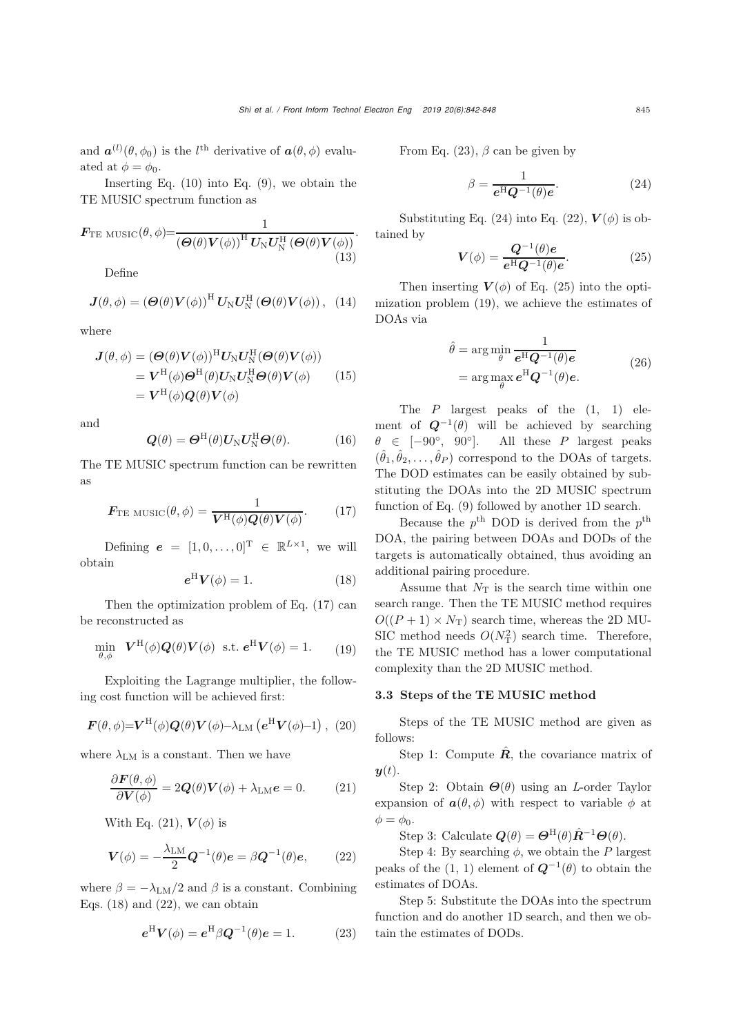and $\boldsymbol{a}^{(l)}(\theta, \phi_0)$ is the $l^{\text{th}}$ derivative of $\boldsymbol{a}(\theta, \phi)$ evaluated at $\phi = \phi_0$.

Inserting Eq. (10) into Eq. (9), we obtain the TE MUSIC spectrum function as

$$\boldsymbol{F}_{\text{TE MUSIC}}(\theta, \phi) = \frac{1}{(\boldsymbol{\Theta}(\theta)\boldsymbol{V}(\phi))^{\text{H}} \boldsymbol{U}_{\text{N}} \boldsymbol{U}_{\text{N}}^{\text{H}} (\boldsymbol{\Theta}(\theta)\boldsymbol{V}(\phi))}. \tag{13}$$

Define

$$\boldsymbol{J}(\theta, \phi) = (\boldsymbol{\Theta}(\theta)\boldsymbol{V}(\phi))^{\text{H}} \boldsymbol{U}_{\text{N}} \boldsymbol{U}_{\text{N}}^{\text{H}} (\boldsymbol{\Theta}(\theta)\boldsymbol{V}(\phi)), \tag{14}$$

where

$$\begin{aligned}
\boldsymbol{J}(\theta, \phi) &= (\boldsymbol{\Theta}(\theta)\boldsymbol{V}(\phi))^{\text{H}} \boldsymbol{U}_{\text{N}} \boldsymbol{U}_{\text{N}}^{\text{H}} (\boldsymbol{\Theta}(\theta)\boldsymbol{V}(\phi)) \\
&= \boldsymbol{V}^{\text{H}}(\phi)\boldsymbol{\Theta}^{\text{H}}(\theta) \boldsymbol{U}_{\text{N}} \boldsymbol{U}_{\text{N}}^{\text{H}} \boldsymbol{\Theta}(\theta)\boldsymbol{V}(\phi) \\
&= \boldsymbol{V}^{\text{H}}(\phi)\boldsymbol{Q}(\theta)\boldsymbol{V}(\phi)
\end{aligned} \tag{15}$$

and

$$\boldsymbol{Q}(\theta) = \boldsymbol{\Theta}^{\text{H}}(\theta) \boldsymbol{U}_{\text{N}} \boldsymbol{U}_{\text{N}}^{\text{H}} \boldsymbol{\Theta}(\theta). \tag{16}$$

The TE MUSIC spectrum function can be rewritten as

$$\boldsymbol{F}_{\text{TE MUSIC}}(\theta, \phi) = \frac{1}{\boldsymbol{V}^{\text{H}}(\phi)\boldsymbol{Q}(\theta)\boldsymbol{V}(\phi)}. \tag{17}$$

Defining $\boldsymbol{e} = [1, 0, \ldots, 0]^{\text{T}} \in \mathbb{R}^{L \times 1}$, we will obtain

$$\boldsymbol{e}^{\text{H}}\boldsymbol{V}(\phi) = 1. \tag{18}$$

Then the optimization problem of Eq. (17) can be reconstructed as

$$\min_{\theta, \phi} \;\; \boldsymbol{V}^{\text{H}}(\phi)\boldsymbol{Q}(\theta)\boldsymbol{V}(\phi) \;\; \text{s.t.} \; \boldsymbol{e}^{\text{H}}\boldsymbol{V}(\phi) = 1. \tag{19}$$

Exploiting the Lagrange multiplier, the following cost function will be achieved first:

$$\boldsymbol{F}(\theta, \phi) = \boldsymbol{V}^{\text{H}}(\phi)\boldsymbol{Q}(\theta)\boldsymbol{V}(\phi) - \lambda_{\text{LM}}\left(\boldsymbol{e}^{\text{H}}\boldsymbol{V}(\phi) - 1\right), \tag{20}$$

where $\lambda_{\text{LM}}$ is a constant. Then we have

$$\frac{\partial \boldsymbol{F}(\theta, \phi)}{\partial \boldsymbol{V}(\phi)} = 2\boldsymbol{Q}(\theta)\boldsymbol{V}(\phi) + \lambda_{\text{LM}}\boldsymbol{e} = 0. \tag{21}$$

With Eq. (21), $\boldsymbol{V}(\phi)$ is

$$\boldsymbol{V}(\phi) = -\frac{\lambda_{\text{LM}}}{2}\boldsymbol{Q}^{-1}(\theta)\boldsymbol{e} = \beta\boldsymbol{Q}^{-1}(\theta)\boldsymbol{e}, \tag{22}$$

where $\beta = -\lambda_{\text{LM}}/2$ and $\beta$ is a constant. Combining Eqs. (18) and (22), we can obtain

$$\boldsymbol{e}^{\text{H}}\boldsymbol{V}(\phi) = \boldsymbol{e}^{\text{H}}\beta\boldsymbol{Q}^{-1}(\theta)\boldsymbol{e} = 1. \tag{23}$$

From Eq. (23), $\beta$ can be given by

$$\beta = \frac{1}{\boldsymbol{e}^{\text{H}}\boldsymbol{Q}^{-1}(\theta)\boldsymbol{e}}. \tag{24}$$

Substituting Eq. (24) into Eq. (22), $\boldsymbol{V}(\phi)$ is obtained by

$$\boldsymbol{V}(\phi) = \frac{\boldsymbol{Q}^{-1}(\theta)\boldsymbol{e}}{\boldsymbol{e}^{\text{H}}\boldsymbol{Q}^{-1}(\theta)\boldsymbol{e}}. \tag{25}$$

Then inserting $\boldsymbol{V}(\phi)$ of Eq. (25) into the optimization problem (19), we achieve the estimates of DOAs via

$$\begin{aligned}
\hat{\theta} &= \arg\min_{\theta} \frac{1}{\boldsymbol{e}^{\text{H}}\boldsymbol{Q}^{-1}(\theta)\boldsymbol{e}} \\
&= \arg\max_{\theta} \boldsymbol{e}^{\text{H}}\boldsymbol{Q}^{-1}(\theta)\boldsymbol{e}.
\end{aligned} \tag{26}$$

The $P$ largest peaks of the (1, 1) element of $\boldsymbol{Q}^{-1}(\theta)$ will be achieved by searching $\theta \in [-90°, 90°]$. All these $P$ largest peaks $(\hat{\theta}_1, \hat{\theta}_2, \ldots, \hat{\theta}_P)$ correspond to the DOAs of targets. The DOD estimates can be easily obtained by substituting the DOAs into the 2D MUSIC spectrum function of Eq. (9) followed by another 1D search.

Because the $p^{\text{th}}$ DOD is derived from the $p^{\text{th}}$ DOA, the pairing between DOAs and DODs of the targets is automatically obtained, thus avoiding an additional pairing procedure.

Assume that $N_{\text{T}}$ is the search time within one search range. Then the TE MUSIC method requires $O((P+1) \times N_{\text{T}})$ search time, whereas the 2D MUSIC method needs $O(N_{\text{T}}^2)$ search time. Therefore, the TE MUSIC method has a lower computational complexity than the 2D MUSIC method.

### 3.3 Steps of the TE MUSIC method

Steps of the TE MUSIC method are given as follows:

Step 1: Compute $\hat{\boldsymbol{R}}$, the covariance matrix of $\boldsymbol{y}(t)$.

Step 2: Obtain $\boldsymbol{\Theta}(\theta)$ using an $L$-order Taylor expansion of $\boldsymbol{a}(\theta, \phi)$ with respect to variable $\phi$ at $\phi = \phi_0$.

Step 3: Calculate $\boldsymbol{Q}(\theta) = \boldsymbol{\Theta}^{\text{H}}(\theta)\hat{\boldsymbol{R}}^{-1}\boldsymbol{\Theta}(\theta)$.

Step 4: By searching $\phi$, we obtain the $P$ largest peaks of the (1, 1) element of $\boldsymbol{Q}^{-1}(\theta)$ to obtain the estimates of DOAs.

Step 5: Substitute the DOAs into the spectrum function and do another 1D search, and then we obtain the estimates of DODs.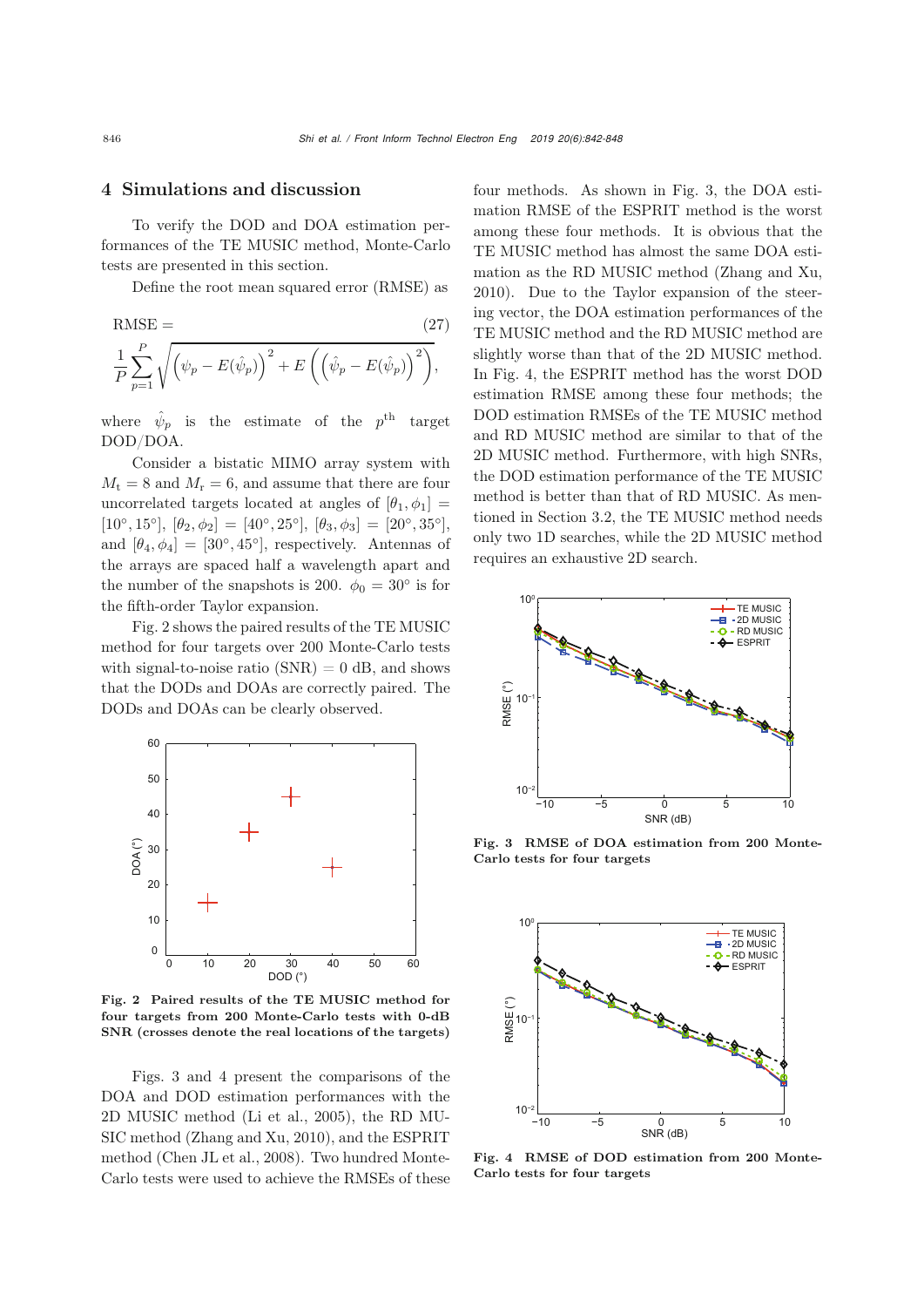## 4 Simulations and discussion

To verify the DOD and DOA estimation performances of the TE MUSIC method, Monte-Carlo tests are presented in this section.

Define the root mean squared error (RMSE) as

$$\text{RMSE} = \frac{1}{P}\sum_{p=1}^{P}\sqrt{\left(\psi_p - E(\hat{\psi}_p)\right)^2 + E\left(\left(\hat{\psi}_p - E(\hat{\psi}_p)\right)^2\right)}, \tag{27}$$

where $\hat{\psi}_p$ is the estimate of the $p^{\text{th}}$ target DOD/DOA.

Consider a bistatic MIMO array system with $M_{\text{t}} = 8$ and $M_{\text{r}} = 6$, and assume that there are four uncorrelated targets located at angles of $[\theta_1, \phi_1] = [10°, 15°]$, $[\theta_2, \phi_2] = [40°, 25°]$, $[\theta_3, \phi_3] = [20°, 35°]$, and $[\theta_4, \phi_4] = [30°, 45°]$, respectively. Antennas of the arrays are spaced half a wavelength apart and the number of the snapshots is 200. $\phi_0 = 30°$ is for the fifth-order Taylor expansion.

Fig. 2 shows the paired results of the TE MUSIC method for four targets over 200 Monte-Carlo tests with signal-to-noise ratio (SNR) = 0 dB, and shows that the DODs and DOAs are correctly paired. The DODs and DOAs can be clearly observed.

**Fig. 2 Paired results of the TE MUSIC method for four targets from 200 Monte-Carlo tests with 0-dB SNR (crosses denote the real locations of the targets)**

Figs. 3 and 4 present the comparisons of the DOA and DOD estimation performances with the 2D MUSIC method (Li et al., 2005), the RD MUSIC method (Zhang and Xu, 2010), and the ESPRIT method (Chen JL et al., 2008). Two hundred Monte-Carlo tests were used to achieve the RMSEs of these four methods. As shown in Fig. 3, the DOA estimation RMSE of the ESPRIT method is the worst among these four methods. It is obvious that the TE MUSIC method has almost the same DOA estimation as the RD MUSIC method (Zhang and Xu, 2010). Due to the Taylor expansion of the steering vector, the DOA estimation performances of the TE MUSIC method and the RD MUSIC method are slightly worse than that of the 2D MUSIC method. In Fig. 4, the ESPRIT method has the worst DOD estimation RMSE among these four methods; the DOD estimation RMSEs of the TE MUSIC method and RD MUSIC method are similar to that of the 2D MUSIC method. Furthermore, with high SNRs, the DOD estimation performance of the TE MUSIC method is better than that of RD MUSIC. As mentioned in Section 3.2, the TE MUSIC method needs only two 1D searches, while the 2D MUSIC method requires an exhaustive 2D search.

**Fig. 3 RMSE of DOA estimation from 200 Monte-Carlo tests for four targets**

**Fig. 4 RMSE of DOD estimation from 200 Monte-Carlo tests for four targets**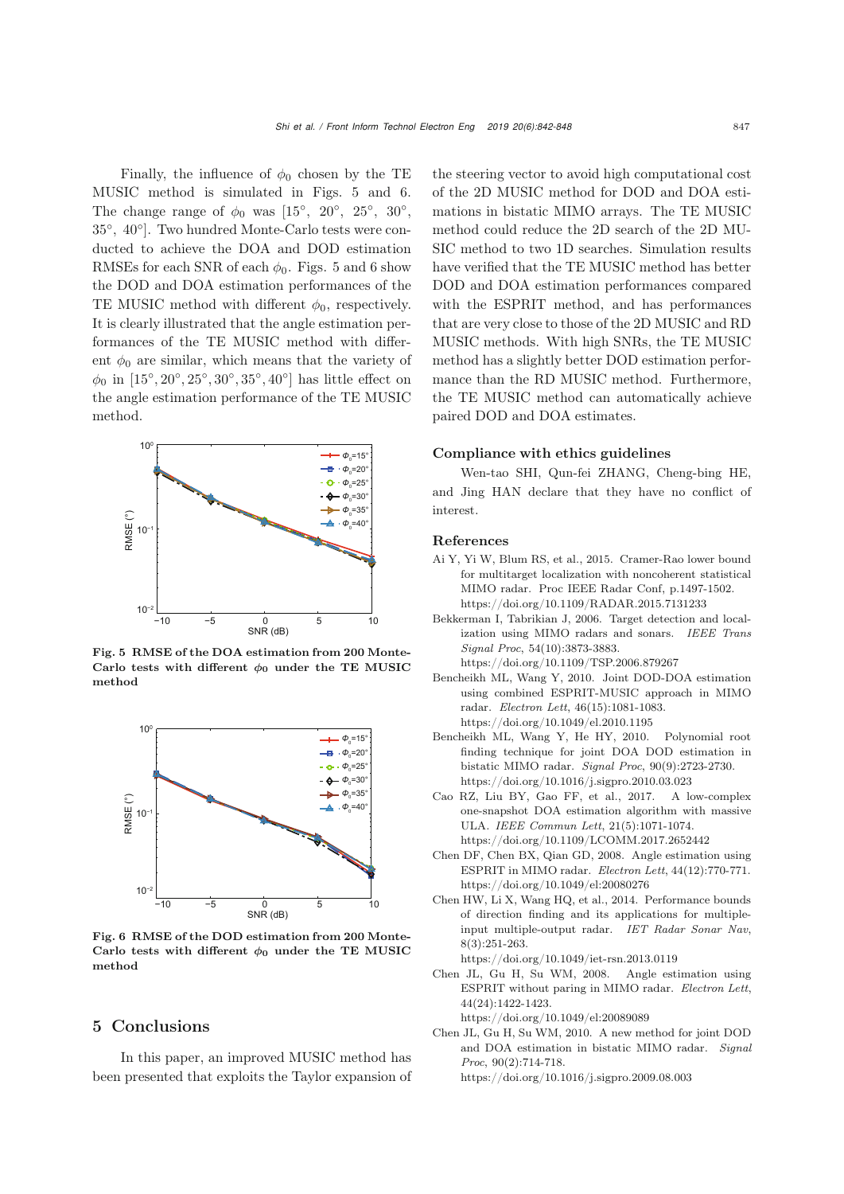Finally, the influence of $\phi_0$ chosen by the TE MUSIC method is simulated in Figs. 5 and 6. The change range of $\phi_0$ was [15°, 20°, 25°, 30°, 35°, 40°]. Two hundred Monte-Carlo tests were conducted to achieve the DOA and DOD estimation RMSEs for each SNR of each $\phi_0$. Figs. 5 and 6 show the DOD and DOA estimation performances of the TE MUSIC method with different $\phi_0$, respectively. It is clearly illustrated that the angle estimation performances of the TE MUSIC method with different $\phi_0$ are similar, which means that the variety of $\phi_0$ in $[15°, 20°, 25°, 30°, 35°, 40°]$ has little effect on the angle estimation performance of the TE MUSIC method.

**Fig. 5 RMSE of the DOA estimation from 200 Monte-Carlo tests with different $\phi_0$ under the TE MUSIC method**

**Fig. 6 RMSE of the DOD estimation from 200 Monte-Carlo tests with different $\phi_0$ under the TE MUSIC method**

## 5 Conclusions

In this paper, an improved MUSIC method has been presented that exploits the Taylor expansion of the steering vector to avoid high computational cost of the 2D MUSIC method for DOD and DOA estimations in bistatic MIMO arrays. The TE MUSIC method could reduce the 2D search of the 2D MUSIC method to two 1D searches. Simulation results have verified that the TE MUSIC method has better DOD and DOA estimation performances compared with the ESPRIT method, and has performances that are very close to those of the 2D MUSIC and RD MUSIC methods. With high SNRs, the TE MUSIC method has a slightly better DOD estimation performance than the RD MUSIC method. Furthermore, the TE MUSIC method can automatically achieve paired DOD and DOA estimates.

### Compliance with ethics guidelines

Wen-tao SHI, Qun-fei ZHANG, Cheng-bing HE, and Jing HAN declare that they have no conflict of interest.

### References

Ai Y, Yi W, Blum RS, et al., 2015. Cramer-Rao lower bound for multitarget localization with noncoherent statistical MIMO radar. Proc IEEE Radar Conf, p.1497-1502. https://doi.org/10.1109/RADAR.2015.7131233

Bekkerman I, Tabrikian J, 2006. Target detection and localization using MIMO radars and sonars. *IEEE Trans Signal Proc*, 54(10):3873-3883. https://doi.org/10.1109/TSP.2006.879267

Bencheikh ML, Wang Y, 2010. Joint DOD-DOA estimation using combined ESPRIT-MUSIC approach in MIMO radar. *Electron Lett*, 46(15):1081-1083. https://doi.org/10.1049/el.2010.1195

Bencheikh ML, Wang Y, He HY, 2010. Polynomial root finding technique for joint DOA DOD estimation in bistatic MIMO radar. *Signal Proc*, 90(9):2723-2730. https://doi.org/10.1016/j.sigpro.2010.03.023

Cao RZ, Liu BY, Gao FF, et al., 2017. A low-complex one-snapshot DOA estimation algorithm with massive ULA. *IEEE Commun Lett*, 21(5):1071-1074. https://doi.org/10.1109/LCOMM.2017.2652442

Chen DF, Chen BX, Qian GD, 2008. Angle estimation using ESPRIT in MIMO radar. *Electron Lett*, 44(12):770-771. https://doi.org/10.1049/el:20080276

Chen HW, Li X, Wang HQ, et al., 2014. Performance bounds of direction finding and its applications for multiple-input multiple-output radar. *IET Radar Sonar Nav*, 8(3):251-263. https://doi.org/10.1049/iet-rsn.2013.0119

Chen JL, Gu H, Su WM, 2008. Angle estimation using ESPRIT without paring in MIMO radar. *Electron Lett*, 44(24):1422-1423. https://doi.org/10.1049/el:20089089

Chen JL, Gu H, Su WM, 2010. A new method for joint DOD and DOA estimation in bistatic MIMO radar. *Signal Proc*, 90(2):714-718. https://doi.org/10.1016/j.sigpro.2009.08.003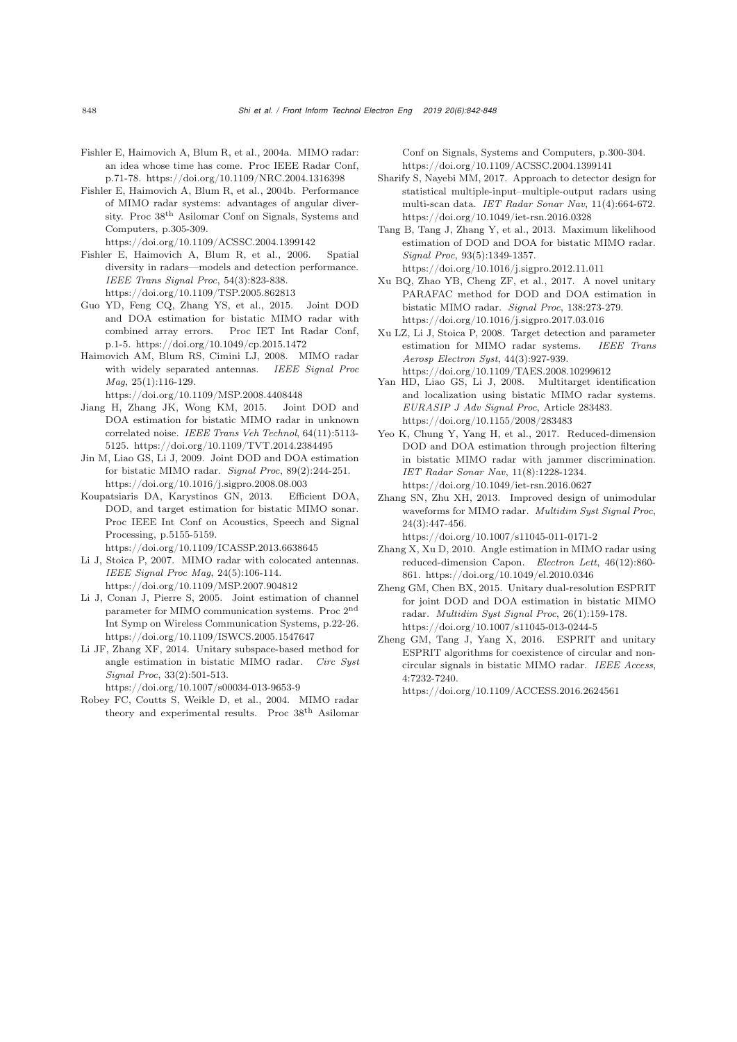Fishler E, Haimovich A, Blum R, et al., 2004a. MIMO radar: an idea whose time has come. Proc IEEE Radar Conf, p.71-78. https://doi.org/10.1109/NRC.2004.1316398

Fishler E, Haimovich A, Blum R, et al., 2004b. Performance of MIMO radar systems: advantages of angular diversity. Proc 38th Asilomar Conf on Signals, Systems and Computers, p.305-309. https://doi.org/10.1109/ACSSC.2004.1399142

Fishler E, Haimovich A, Blum R, et al., 2006. Spatial diversity in radars—models and detection performance. *IEEE Trans Signal Proc*, 54(3):823-838. https://doi.org/10.1109/TSP.2005.862813

Guo YD, Feng CQ, Zhang YS, et al., 2015. Joint DOD and DOA estimation for bistatic MIMO radar with combined array errors. Proc IET Int Radar Conf, p.1-5. https://doi.org/10.1049/cp.2015.1472

Haimovich AM, Blum RS, Cimini LJ, 2008. MIMO radar with widely separated antennas. *IEEE Signal Proc Mag*, 25(1):116-129. https://doi.org/10.1109/MSP.2008.4408448

Jiang H, Zhang JK, Wong KM, 2015. Joint DOD and DOA estimation for bistatic MIMO radar in unknown correlated noise. *IEEE Trans Veh Technol*, 64(11):5113-5125. https://doi.org/10.1109/TVT.2014.2384495

Jin M, Liao GS, Li J, 2009. Joint DOD and DOA estimation for bistatic MIMO radar. *Signal Proc*, 89(2):244-251. https://doi.org/10.1016/j.sigpro.2008.08.003

Koupatsiaris DA, Karystinos GN, 2013. Efficient DOA, DOD, and target estimation for bistatic MIMO sonar. Proc IEEE Int Conf on Acoustics, Speech and Signal Processing, p.5155-5159. https://doi.org/10.1109/ICASSP.2013.6638645

Li J, Stoica P, 2007. MIMO radar with colocated antennas. *IEEE Signal Proc Mag*, 24(5):106-114. https://doi.org/10.1109/MSP.2007.904812

Li J, Conan J, Pierre S, 2005. Joint estimation of channel parameter for MIMO communication systems. Proc 2nd Int Symp on Wireless Communication Systems, p.22-26. https://doi.org/10.1109/ISWCS.2005.1547647

Li JF, Zhang XF, 2014. Unitary subspace-based method for angle estimation in bistatic MIMO radar. *Circ Syst Signal Proc*, 33(2):501-513. https://doi.org/10.1007/s00034-013-9653-9

Robey FC, Coutts S, Weikle D, et al., 2004. MIMO radar theory and experimental results. Proc 38th Asilomar Conf on Signals, Systems and Computers, p.300-304. https://doi.org/10.1109/ACSSC.2004.1399141

Sharify S, Nayebi MM, 2017. Approach to detector design for statistical multiple-input–multiple-output radars using multi-scan data. *IET Radar Sonar Nav*, 11(4):664-672. https://doi.org/10.1049/iet-rsn.2016.0328

Tang B, Tang J, Zhang Y, et al., 2013. Maximum likelihood estimation of DOD and DOA for bistatic MIMO radar. *Signal Proc*, 93(5):1349-1357. https://doi.org/10.1016/j.sigpro.2012.11.011

Xu BQ, Zhao YB, Cheng ZF, et al., 2017. A novel unitary PARAFAC method for DOD and DOA estimation in bistatic MIMO radar. *Signal Proc*, 138:273-279. https://doi.org/10.1016/j.sigpro.2017.03.016

Xu LZ, Li J, Stoica P, 2008. Target detection and parameter estimation for MIMO radar systems. *IEEE Trans Aerosp Electron Syst*, 44(3):927-939. https://doi.org/10.1109/TAES.2008.10299612

Yan HD, Liao GS, Li J, 2008. Multitarget identification and localization using bistatic MIMO radar systems. *EURASIP J Adv Signal Proc*, Article 283483. https://doi.org/10.1155/2008/283483

Yeo K, Chung Y, Yang H, et al., 2017. Reduced-dimension DOD and DOA estimation through projection filtering in bistatic MIMO radar with jammer discrimination. *IET Radar Sonar Nav*, 11(8):1228-1234. https://doi.org/10.1049/iet-rsn.2016.0627

Zhang SN, Zhu XH, 2013. Improved design of unimodular waveforms for MIMO radar. *Multidim Syst Signal Proc*, 24(3):447-456. https://doi.org/10.1007/s11045-011-0171-2

Zhang X, Xu D, 2010. Angle estimation in MIMO radar using reduced-dimension Capon. *Electron Lett*, 46(12):860-861. https://doi.org/10.1049/el.2010.0346

Zheng GM, Chen BX, 2015. Unitary dual-resolution ESPRIT for joint DOD and DOA estimation in bistatic MIMO radar. *Multidim Syst Signal Proc*, 26(1):159-178. https://doi.org/10.1007/s11045-013-0244-5

Zheng GM, Tang J, Yang X, 2016. ESPRIT and unitary ESPRIT algorithms for coexistence of circular and noncircular signals in bistatic MIMO radar. *IEEE Access*, 4:7232-7240. https://doi.org/10.1109/ACCESS.2016.2624561